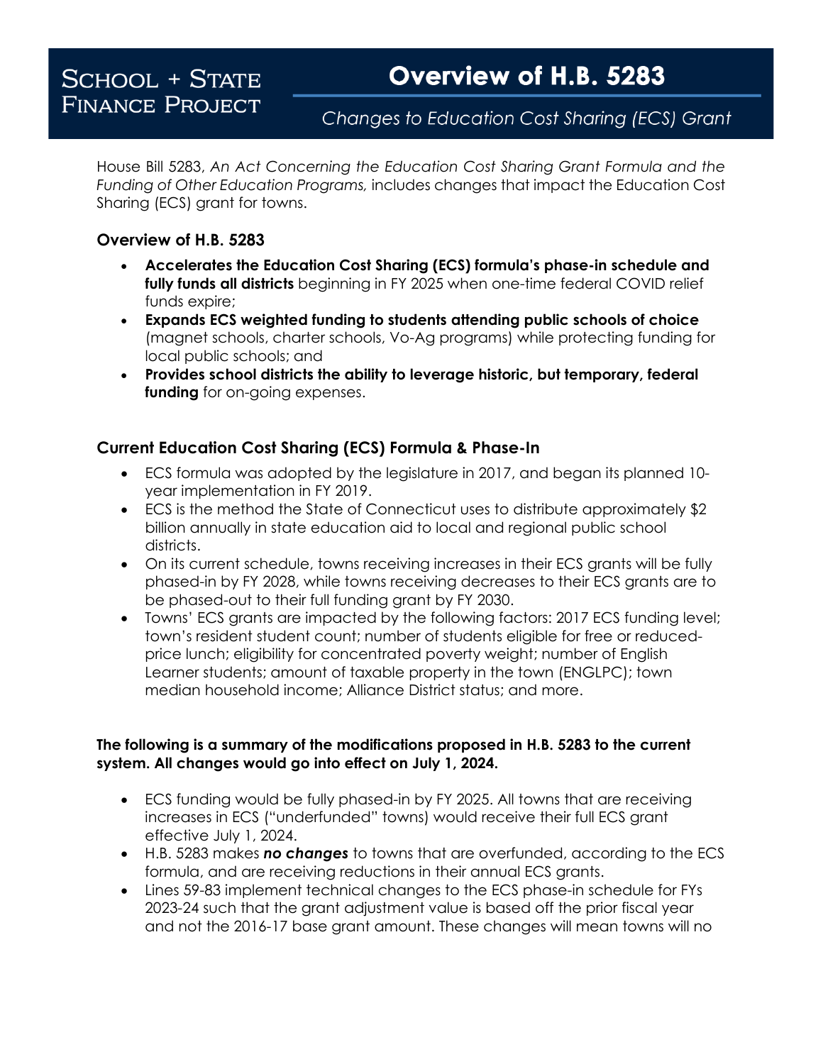**School + State Finance Project**

# Overview of H.B. 5283

*Changes to Education Cost Sharing (ECS) Grant*

House Bill 5283, *An Act Concerning the Education Cost Sharing Grant Formula and the Funding of Other Education Programs,* includes changes that impact the Education Cost Sharing (ECS) grant for towns.

## Overview of H.B. 5283

- **Accelerates the Education Cost Sharing (ECS) formula's phase-in schedule and fully funds all districts** beginning in FY 2025 when one-time federal COVID relief funds expire;
- **Expands ECS weighted funding to students attending public schools of choice** (magnet schools, charter schools, Vo-Ag programs) while protecting funding for local public schools; and
- **Provides school districts the ability to leverage historic, but temporary, federal funding** for on-going expenses.

## Current Education Cost Sharing (ECS) Formula & Phase-In

- ECS formula was adopted by the legislature in 2017, and began its planned 10-year implementation in FY 2019.
- ECS is the method the State of Connecticut uses to distribute approximately $2 billion annually in state education aid to local and regional public school districts.
- On its current schedule, towns receiving increases in their ECS grants will be fully phased-in by FY 2028, while towns receiving decreases to their ECS grants are to be phased-out to their full funding grant by FY 2030.
- Towns' ECS grants are impacted by the following factors: 2017 ECS funding level; town's resident student count; number of students eligible for free or reduced-price lunch; eligibility for concentrated poverty weight; number of English Learner students; amount of taxable property in the town (ENGLPC); town median household income; Alliance District status; and more.

**The following is a summary of the modifications proposed in H.B. 5283 to the current system. All changes would go into effect on July 1, 2024.**

- ECS funding would be fully phased-in by FY 2025. All towns that are receiving increases in ECS ("underfunded" towns) would receive their full ECS grant effective July 1, 2024.
- H.B. 5283 makes ***no changes*** to towns that are overfunded, according to the ECS formula, and are receiving reductions in their annual ECS grants.
- Lines 59-83 implement technical changes to the ECS phase-in schedule for FYs 2023-24 such that the grant adjustment value is based off the prior fiscal year and not the 2016-17 base grant amount. These changes will mean towns will no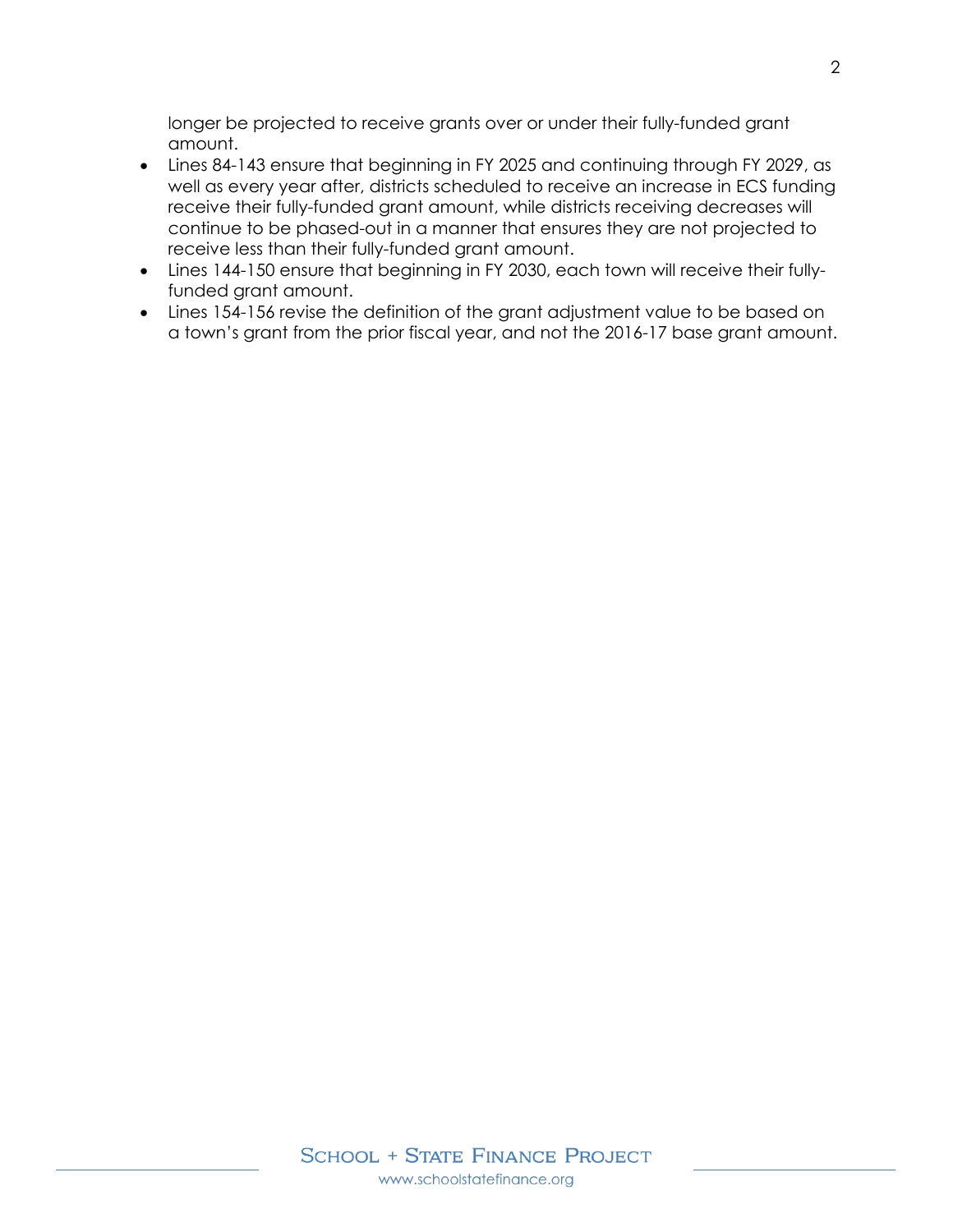longer be projected to receive grants over or under their fully-funded grant amount.

- Lines 84-143 ensure that beginning in FY 2025 and continuing through FY 2029, as well as every year after, districts scheduled to receive an increase in ECS funding receive their fully-funded grant amount, while districts receiving decreases will continue to be phased-out in a manner that ensures they are not projected to receive less than their fully-funded grant amount.
- Lines 144-150 ensure that beginning in FY 2030, each town will receive their fully-funded grant amount.
- Lines 154-156 revise the definition of the grant adjustment value to be based on a town's grant from the prior fiscal year, and not the 2016-17 base grant amount.